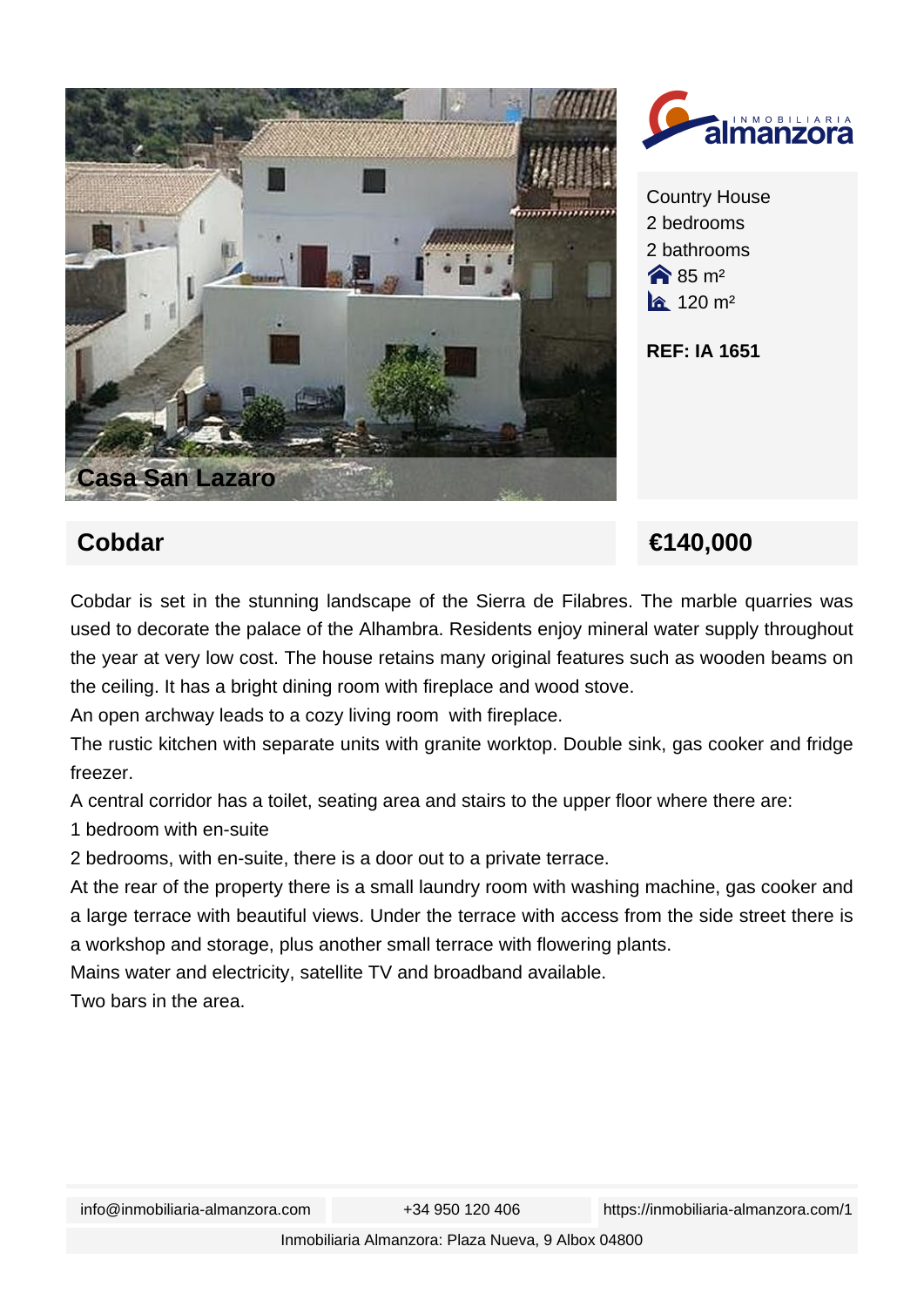Casa San Lazaro

Country House
2 bedrooms
2 bathrooms
85 m²
120 m²

**REF: IA 1651**

## Cobdar

## €140,000

Cobdar is set in the stunning landscape of the Sierra de Filabres. The marble quarries was used to decorate the palace of the Alhambra. Residents enjoy mineral water supply throughout the year at very low cost. The house retains many original features such as wooden beams on the ceiling. It has a bright dining room with fireplace and wood stove.

An open archway leads to a cozy living room with fireplace.

The rustic kitchen with separate units with granite worktop. Double sink, gas cooker and fridge freezer.

A central corridor has a toilet, seating area and stairs to the upper floor where there are:

1 bedroom with en-suite

2 bedrooms, with en-suite, there is a door out to a private terrace.

At the rear of the property there is a small laundry room with washing machine, gas cooker and a large terrace with beautiful views. Under the terrace with access from the side street there is a workshop and storage, plus another small terrace with flowering plants.

Mains water and electricity, satellite TV and broadband available.

Two bars in the area.

info@inmobiliaria-almanzora.com | +34 950 120 406 | https://inmobiliaria-almanzora.com/1

Inmobiliaria Almanzora: Plaza Nueva, 9 Albox 04800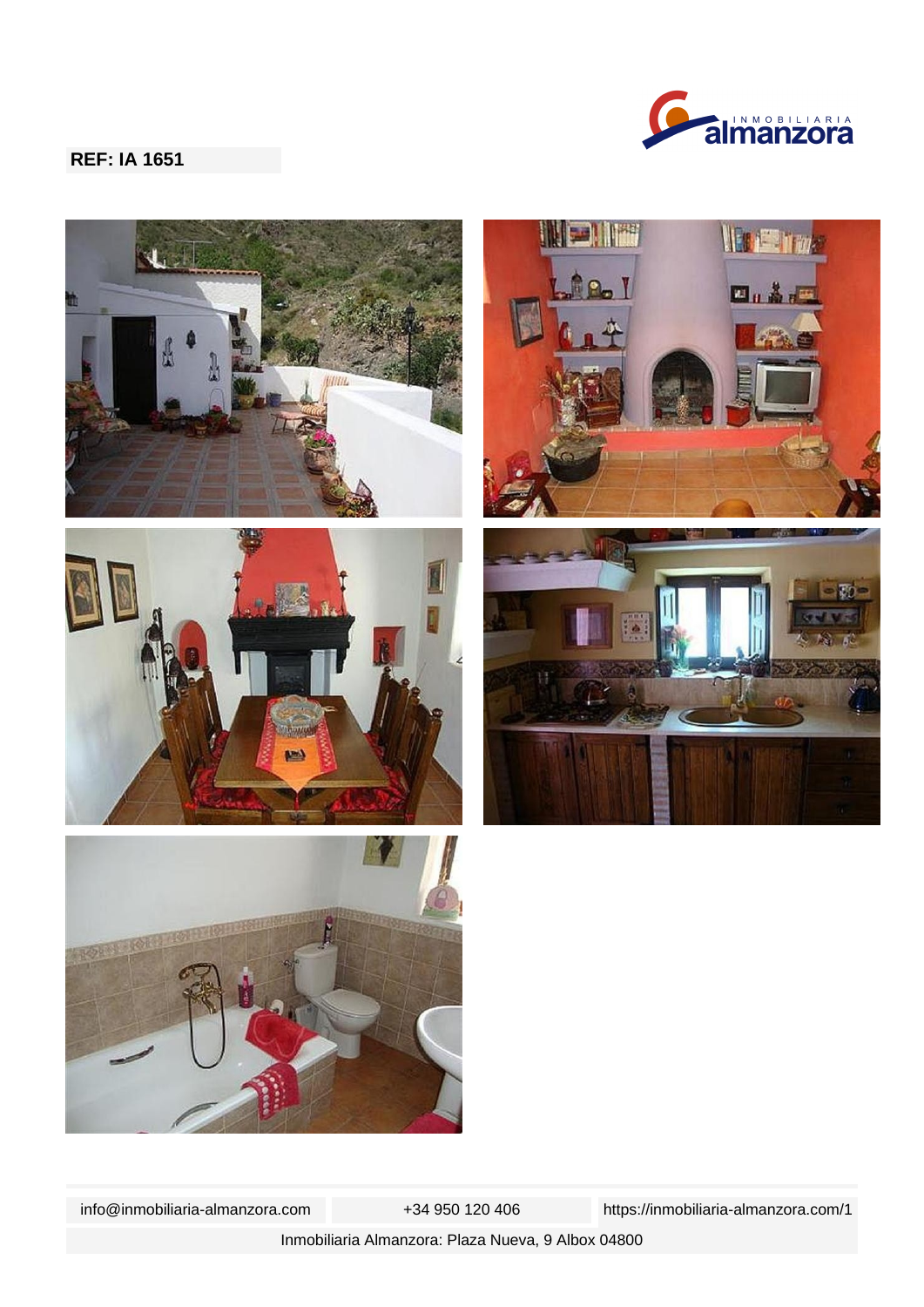**REF: IA 1651**

info@inmobiliaria-almanzora.com | +34 950 120 406 | https://inmobiliaria-almanzora.com/1

Inmobiliaria Almanzora: Plaza Nueva, 9 Albox 04800